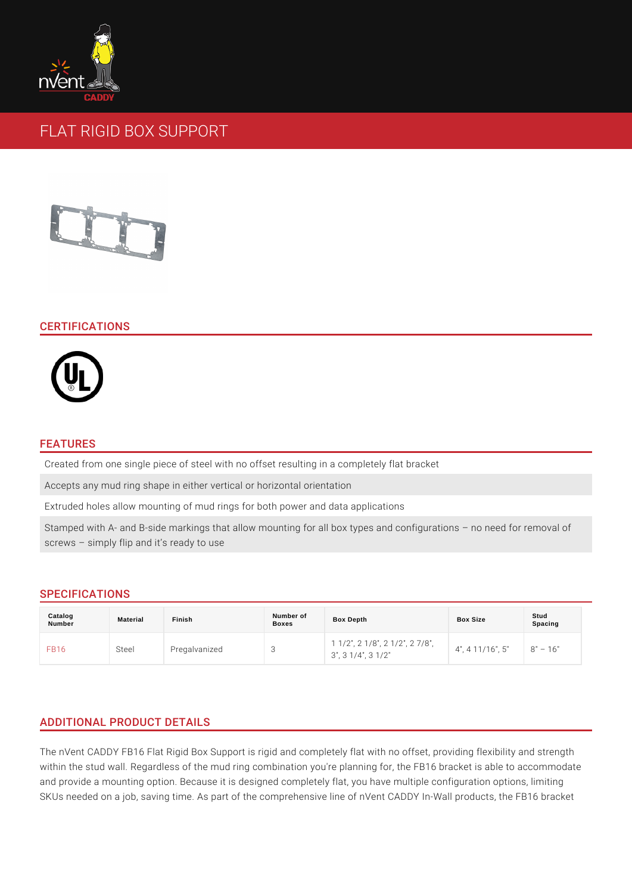# FLAT RIGID BOX SUPPORT

## CERTIFICATIONS

## FEATURES

Created from one single piece of steel with no offset resulting in a completely flat bracket

Accepts any mud ring shape in either vertical or horizontal orientation

Extruded holes allow mounting of mud rings for both power and data applications

Stamped with A- and B-side markings that allow mounting for all box types and configurations – no need for removal of screws – simply flip and it's ready to use

## SPECIFICATIONS

| Catalog Number | Material | Finish | Number of Boxes | Box Depth | Box Size | Stud Spacing |
|---|---|---|---|---|---|---|
| FB16 | Steel | Pregalvanized | 3 | 1 1/2", 2 1/8", 2 1/2", 2 7/8", 3", 3 1/4", 3 1/2" | 4", 4 11/16", 5" | 8" – 16" |

## ADDITIONAL PRODUCT DETAILS

The nVent CADDY FB16 Flat Rigid Box Support is rigid and completely flat with no offset, providing flexibility and strength within the stud wall. Regardless of the mud ring combination you're planning for, the FB16 bracket is able to accommodate and provide a mounting option. Because it is designed completely flat, you have multiple configuration options, limiting SKUs needed on a job, saving time. As part of the comprehensive line of nVent CADDY In-Wall products, the FB16 bracket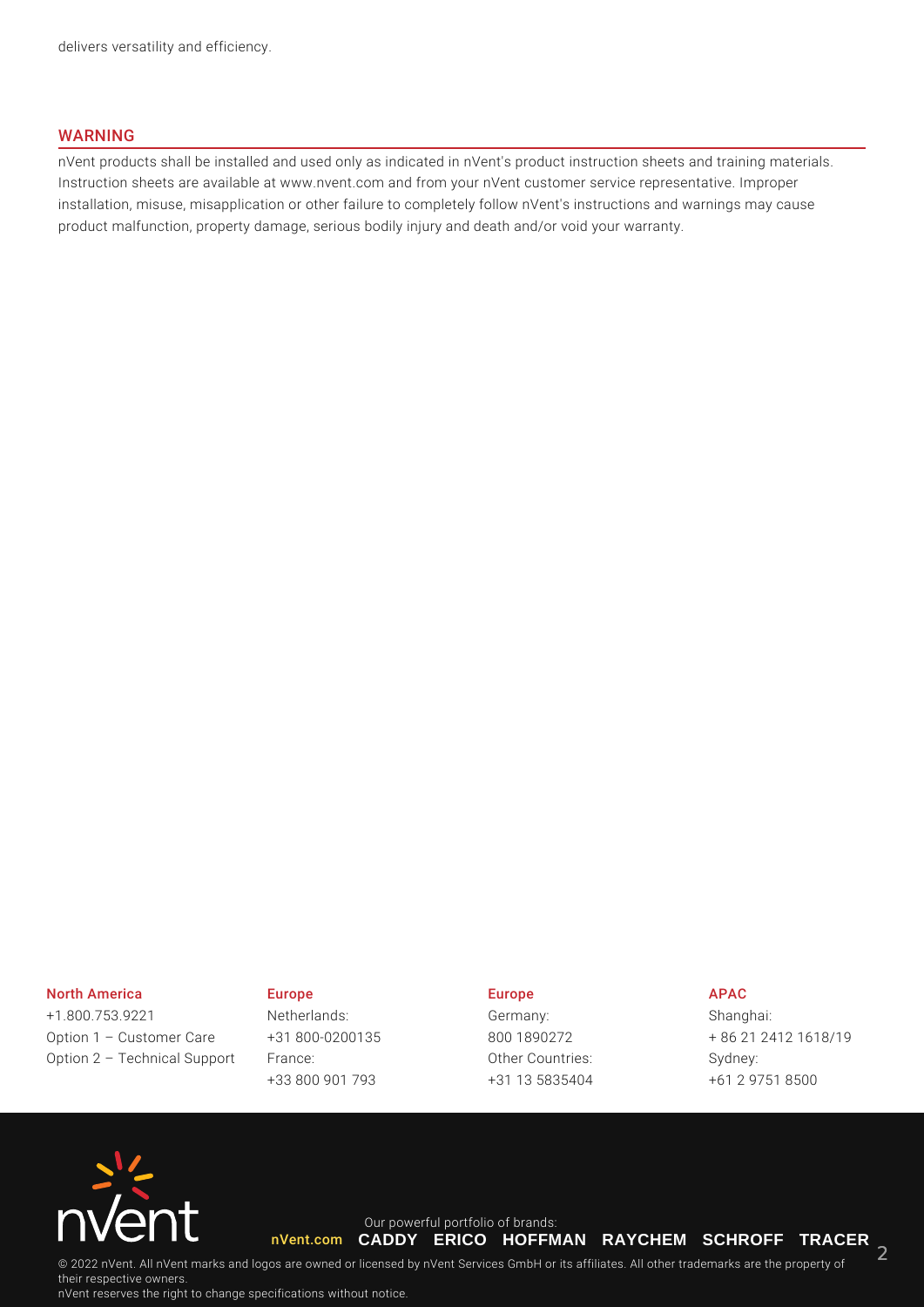delivers versatility and efficiency.

## WARNING

nVent products shall be installed and used only as indicated in nVent's product instruction sheets and training materials. Instruction sheets are available at www.nvent.com and from your nVent customer service representative. Improper installation, misuse, misapplication or other failure to completely follow nVent's instructions and warnings may cause product malfunction, property damage, serious bodily injury and death and/or void your warranty.

**North America**
+1.800.753.9221
Option 1 – Customer Care
Option 2 – Technical Support

**Europe**
Netherlands:
+31 800-0200135
France:
+33 800 901 793

**Europe**
Germany:
800 1890272
Other Countries:
+31 13 5835404

**APAC**
Shanghai:
+ 86 21 2412 1618/19
Sydney:
+61 2 9751 8500

Our powerful portfolio of brands:
**nVent.com CADDY ERICO HOFFMAN RAYCHEM SCHROFF TRACER**

© 2022 nVent. All nVent marks and logos are owned or licensed by nVent Services GmbH or its affiliates. All other trademarks are the property of their respective owners.
nVent reserves the right to change specifications without notice.